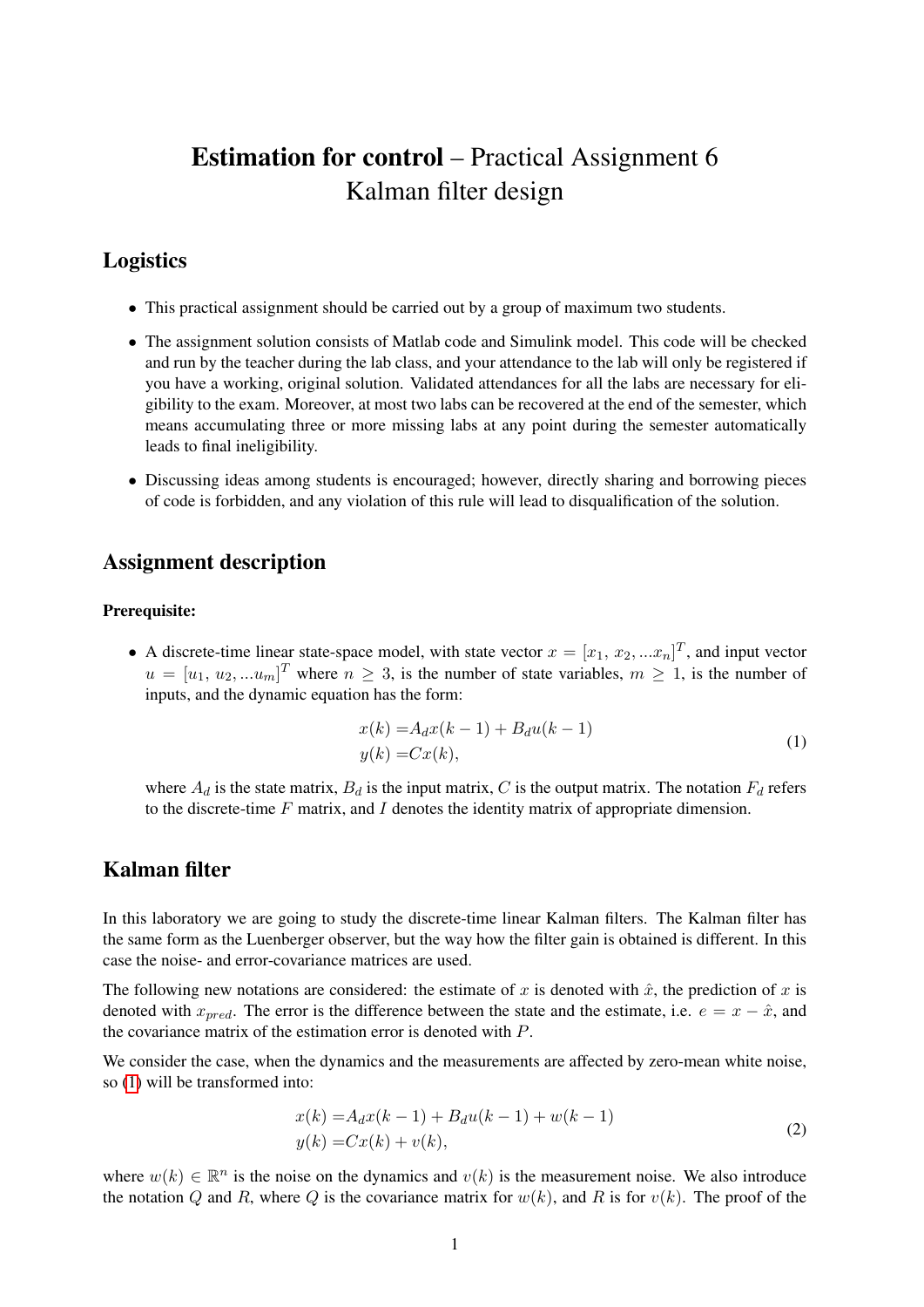# **Estimation for control** – Practical Assignment 6
# Kalman filter design

## Logistics

- This practical assignment should be carried out by a group of maximum two students.
- The assignment solution consists of Matlab code and Simulink model. This code will be checked and run by the teacher during the lab class, and your attendance to the lab will only be registered if you have a working, original solution. Validated attendances for all the labs are necessary for eligibility to the exam. Moreover, at most two labs can be recovered at the end of the semester, which means accumulating three or more missing labs at any point during the semester automatically leads to final ineligibility.
- Discussing ideas among students is encouraged; however, directly sharing and borrowing pieces of code is forbidden, and any violation of this rule will lead to disqualification of the solution.

## Assignment description

**Prerequisite:**

- A discrete-time linear state-space model, with state vector $x = [x_1,\, x_2, ... x_n]^T$, and input vector $u = [u_1,\, u_2, ... u_m]^T$ where $n \geq 3$, is the number of state variables, $m \geq 1$, is the number of inputs, and the dynamic equation has the form:

$$\begin{aligned} x(k) &= A_d x(k-1) + B_d u(k-1) \\ y(k) &= C x(k), \end{aligned} \tag{1}$$

where $A_d$ is the state matrix, $B_d$ is the input matrix, $C$ is the output matrix. The notation $F_d$ refers to the discrete-time $F$ matrix, and $I$ denotes the identity matrix of appropriate dimension.

## Kalman filter

In this laboratory we are going to study the discrete-time linear Kalman filters. The Kalman filter has the same form as the Luenberger observer, but the way how the filter gain is obtained is different. In this case the noise- and error-covariance matrices are used.

The following new notations are considered: the estimate of $x$ is denoted with $\hat{x}$, the prediction of $x$ is denoted with $x_{pred}$. The error is the difference between the state and the estimate, i.e. $e = x - \hat{x}$, and the covariance matrix of the estimation error is denoted with $P$.

We consider the case, when the dynamics and the measurements are affected by zero-mean white noise, so (1) will be transformed into:

$$\begin{aligned} x(k) &= A_d x(k-1) + B_d u(k-1) + w(k-1) \\ y(k) &= C x(k) + v(k), \end{aligned} \tag{2}$$

where $w(k) \in \mathbb{R}^n$ is the noise on the dynamics and $v(k)$ is the measurement noise. We also introduce the notation $Q$ and $R$, where $Q$ is the covariance matrix for $w(k)$, and $R$ is for $v(k)$. The proof of the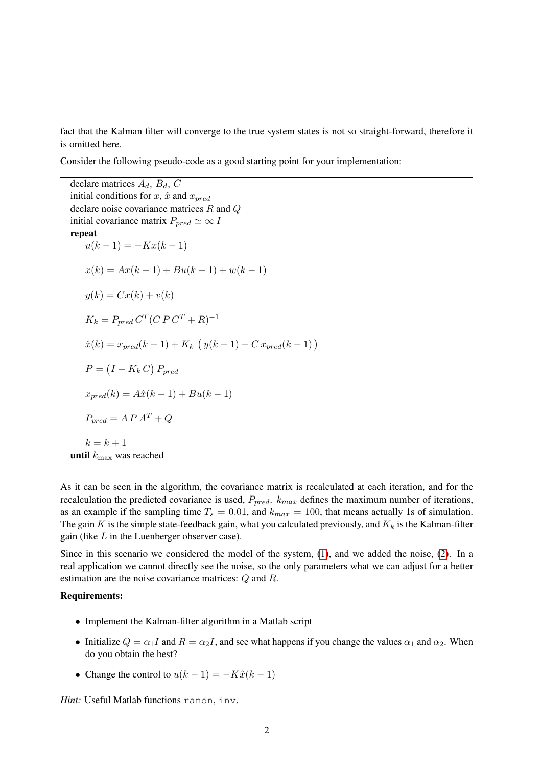fact that the Kalman filter will converge to the true system states is not so straight-forward, therefore it is omitted here.

Consider the following pseudo-code as a good starting point for your implementation:

---

declare matrices $A_d$, $B_d$, $C$
initial conditions for $x$, $\hat{x}$ and $x_{pred}$
declare noise covariance matrices $R$ and $Q$
initial covariance matrix $P_{pred} \simeq \infty\, I$
**repeat**

$$u(k-1) = -Kx(k-1)$$

$$x(k) = Ax(k-1) + Bu(k-1) + w(k-1)$$

$$y(k) = Cx(k) + v(k)$$

$$K_k = P_{pred}\, C^T (C\, P\, C^T + R)^{-1}$$

$$\hat{x}(k) = x_{pred}(k-1) + K_k\, \big(\, y(k-1) - C\, x_{pred}(k-1)\,\big)$$

$$P = \big(I - K_k\, C\big)\, P_{pred}$$

$$x_{pred}(k) = A\hat{x}(k-1) + Bu(k-1)$$

$$P_{pred} = A\, P\, A^T + Q$$

$$k = k+1$$

**until** $k_{\max}$ was reached

---

As it can be seen in the algorithm, the covariance matrix is recalculated at each iteration, and for the recalculation the predicted covariance is used, $P_{pred}$. $k_{max}$ defines the maximum number of iterations, as an example if the sampling time $T_s = 0.01$, and $k_{max} = 100$, that means actually 1s of simulation. The gain $K$ is the simple state-feedback gain, what you calculated previously, and $K_k$ is the Kalman-filter gain (like $L$ in the Luenberger observer case).

Since in this scenario we considered the model of the system, (1), and we added the noise, (2). In a real application we cannot directly see the noise, so the only parameters what we can adjust for a better estimation are the noise covariance matrices: $Q$ and $R$.

**Requirements:**

- Implement the Kalman-filter algorithm in a Matlab script
- Initialize $Q = \alpha_1 I$ and $R = \alpha_2 I$, and see what happens if you change the values $\alpha_1$ and $\alpha_2$. When do you obtain the best?
- Change the control to $u(k-1) = -K\hat{x}(k-1)$

*Hint:* Useful Matlab functions `randn`, `inv`.